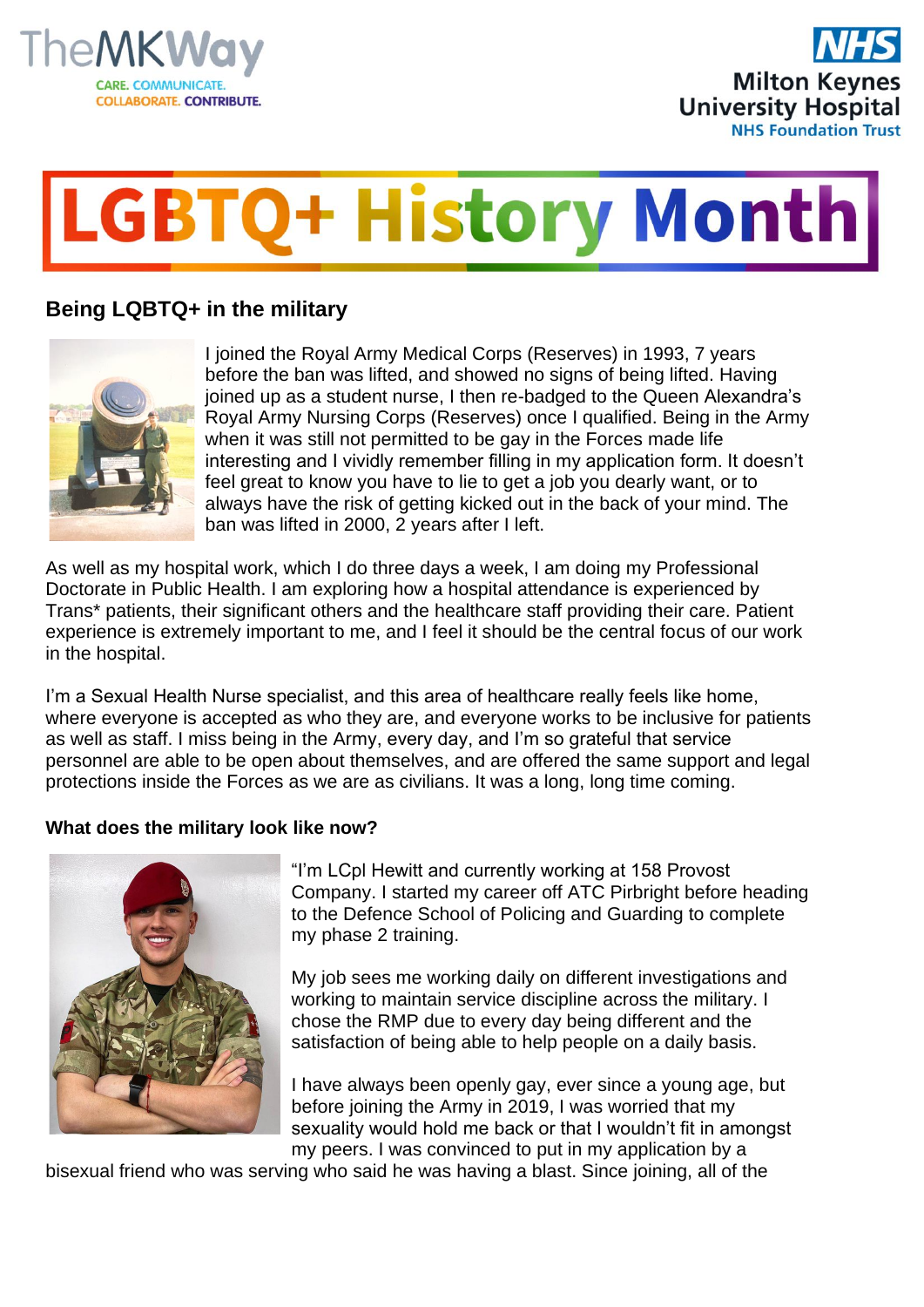TheMKWay
CARE. COMMUNICATE. COLLABORATE. CONTRIBUTE.

NHS Milton Keynes University Hospital NHS Foundation Trust

# LGBTQ+ History Month

## Being LQBTQ+ in the military

I joined the Royal Army Medical Corps (Reserves) in 1993, 7 years before the ban was lifted, and showed no signs of being lifted. Having joined up as a student nurse, I then re-badged to the Queen Alexandra's Royal Army Nursing Corps (Reserves) once I qualified. Being in the Army when it was still not permitted to be gay in the Forces made life interesting and I vividly remember filling in my application form. It doesn't feel great to know you have to lie to get a job you dearly want, or to always have the risk of getting kicked out in the back of your mind. The ban was lifted in 2000, 2 years after I left.

As well as my hospital work, which I do three days a week, I am doing my Professional Doctorate in Public Health. I am exploring how a hospital attendance is experienced by Trans* patients, their significant others and the healthcare staff providing their care. Patient experience is extremely important to me, and I feel it should be the central focus of our work in the hospital.

I'm a Sexual Health Nurse specialist, and this area of healthcare really feels like home, where everyone is accepted as who they are, and everyone works to be inclusive for patients as well as staff. I miss being in the Army, every day, and I'm so grateful that service personnel are able to be open about themselves, and are offered the same support and legal protections inside the Forces as we are as civilians. It was a long, long time coming.

### What does the military look like now?

"I'm LCpl Hewitt and currently working at 158 Provost Company. I started my career off ATC Pirbright before heading to the Defence School of Policing and Guarding to complete my phase 2 training.

My job sees me working daily on different investigations and working to maintain service discipline across the military. I chose the RMP due to every day being different and the satisfaction of being able to help people on a daily basis.

I have always been openly gay, ever since a young age, but before joining the Army in 2019, I was worried that my sexuality would hold me back or that I wouldn't fit in amongst my peers. I was convinced to put in my application by a bisexual friend who was serving who said he was having a blast. Since joining, all of the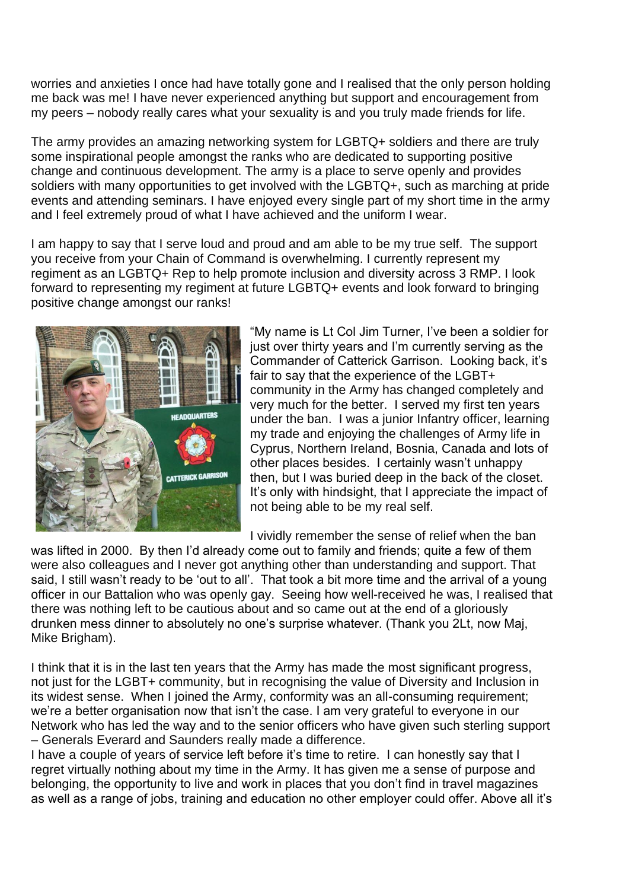worries and anxieties I once had have totally gone and I realised that the only person holding me back was me! I have never experienced anything but support and encouragement from my peers – nobody really cares what your sexuality is and you truly made friends for life.

The army provides an amazing networking system for LGBTQ+ soldiers and there are truly some inspirational people amongst the ranks who are dedicated to supporting positive change and continuous development. The army is a place to serve openly and provides soldiers with many opportunities to get involved with the LGBTQ+, such as marching at pride events and attending seminars. I have enjoyed every single part of my short time in the army and I feel extremely proud of what I have achieved and the uniform I wear.

I am happy to say that I serve loud and proud and am able to be my true self. The support you receive from your Chain of Command is overwhelming. I currently represent my regiment as an LGBTQ+ Rep to help promote inclusion and diversity across 3 RMP. I look forward to representing my regiment at future LGBTQ+ events and look forward to bringing positive change amongst our ranks!

"My name is Lt Col Jim Turner, I've been a soldier for just over thirty years and I'm currently serving as the Commander of Catterick Garrison. Looking back, it's fair to say that the experience of the LGBT+ community in the Army has changed completely and very much for the better. I served my first ten years under the ban. I was a junior Infantry officer, learning my trade and enjoying the challenges of Army life in Cyprus, Northern Ireland, Bosnia, Canada and lots of other places besides. I certainly wasn't unhappy then, but I was buried deep in the back of the closet. It's only with hindsight, that I appreciate the impact of not being able to be my real self.

I vividly remember the sense of relief when the ban was lifted in 2000. By then I'd already come out to family and friends; quite a few of them were also colleagues and I never got anything other than understanding and support. That said, I still wasn't ready to be 'out to all'. That took a bit more time and the arrival of a young officer in our Battalion who was openly gay. Seeing how well-received he was, I realised that there was nothing left to be cautious about and so came out at the end of a gloriously drunken mess dinner to absolutely no one's surprise whatever. (Thank you 2Lt, now Maj, Mike Brigham).

I think that it is in the last ten years that the Army has made the most significant progress, not just for the LGBT+ community, but in recognising the value of Diversity and Inclusion in its widest sense. When I joined the Army, conformity was an all-consuming requirement; we're a better organisation now that isn't the case. I am very grateful to everyone in our Network who has led the way and to the senior officers who have given such sterling support – Generals Everard and Saunders really made a difference.

I have a couple of years of service left before it's time to retire. I can honestly say that I regret virtually nothing about my time in the Army. It has given me a sense of purpose and belonging, the opportunity to live and work in places that you don't find in travel magazines as well as a range of jobs, training and education no other employer could offer. Above all it's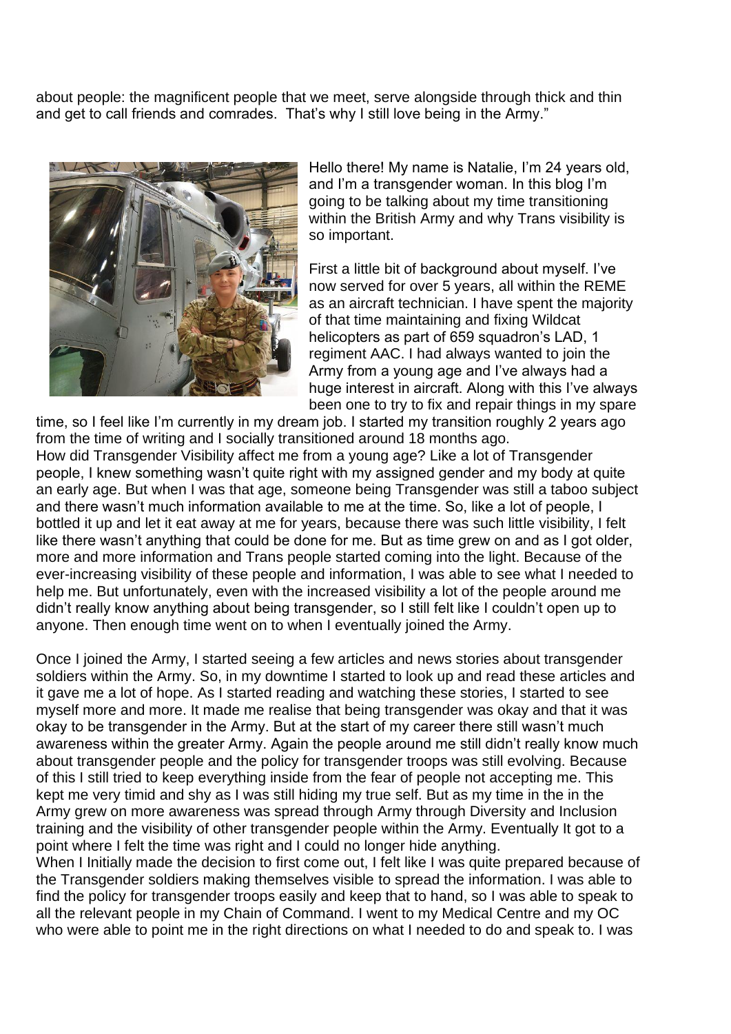about people: the magnificent people that we meet, serve alongside through thick and thin and get to call friends and comrades. That's why I still love being in the Army."

Hello there! My name is Natalie, I'm 24 years old, and I'm a transgender woman. In this blog I'm going to be talking about my time transitioning within the British Army and why Trans visibility is so important.

First a little bit of background about myself. I've now served for over 5 years, all within the REME as an aircraft technician. I have spent the majority of that time maintaining and fixing Wildcat helicopters as part of 659 squadron's LAD, 1 regiment AAC. I had always wanted to join the Army from a young age and I've always had a huge interest in aircraft. Along with this I've always been one to try to fix and repair things in my spare time, so I feel like I'm currently in my dream job. I started my transition roughly 2 years ago from the time of writing and I socially transitioned around 18 months ago.

How did Transgender Visibility affect me from a young age? Like a lot of Transgender people, I knew something wasn't quite right with my assigned gender and my body at quite an early age. But when I was that age, someone being Transgender was still a taboo subject and there wasn't much information available to me at the time. So, like a lot of people, I bottled it up and let it eat away at me for years, because there was such little visibility, I felt like there wasn't anything that could be done for me. But as time grew on and as I got older, more and more information and Trans people started coming into the light. Because of the ever-increasing visibility of these people and information, I was able to see what I needed to help me. But unfortunately, even with the increased visibility a lot of the people around me didn't really know anything about being transgender, so I still felt like I couldn't open up to anyone. Then enough time went on to when I eventually joined the Army.

Once I joined the Army, I started seeing a few articles and news stories about transgender soldiers within the Army. So, in my downtime I started to look up and read these articles and it gave me a lot of hope. As I started reading and watching these stories, I started to see myself more and more. It made me realise that being transgender was okay and that it was okay to be transgender in the Army. But at the start of my career there still wasn't much awareness within the greater Army. Again the people around me still didn't really know much about transgender people and the policy for transgender troops was still evolving. Because of this I still tried to keep everything inside from the fear of people not accepting me. This kept me very timid and shy as I was still hiding my true self. But as my time in the in the Army grew on more awareness was spread through Army through Diversity and Inclusion training and the visibility of other transgender people within the Army. Eventually It got to a point where I felt the time was right and I could no longer hide anything.

When I Initially made the decision to first come out, I felt like I was quite prepared because of the Transgender soldiers making themselves visible to spread the information. I was able to find the policy for transgender troops easily and keep that to hand, so I was able to speak to all the relevant people in my Chain of Command. I went to my Medical Centre and my OC who were able to point me in the right directions on what I needed to do and speak to. I was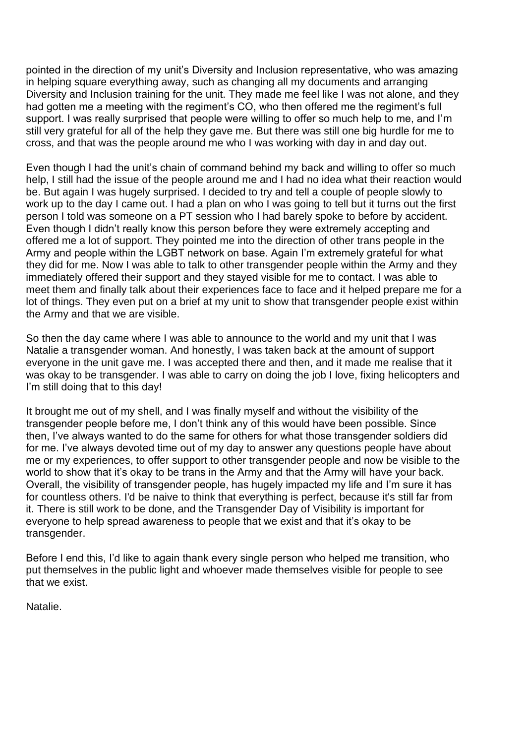pointed in the direction of my unit's Diversity and Inclusion representative, who was amazing in helping square everything away, such as changing all my documents and arranging Diversity and Inclusion training for the unit. They made me feel like I was not alone, and they had gotten me a meeting with the regiment's CO, who then offered me the regiment's full support. I was really surprised that people were willing to offer so much help to me, and I'm still very grateful for all of the help they gave me. But there was still one big hurdle for me to cross, and that was the people around me who I was working with day in and day out.

Even though I had the unit's chain of command behind my back and willing to offer so much help, I still had the issue of the people around me and I had no idea what their reaction would be. But again I was hugely surprised. I decided to try and tell a couple of people slowly to work up to the day I came out. I had a plan on who I was going to tell but it turns out the first person I told was someone on a PT session who I had barely spoke to before by accident. Even though I didn't really know this person before they were extremely accepting and offered me a lot of support. They pointed me into the direction of other trans people in the Army and people within the LGBT network on base. Again I'm extremely grateful for what they did for me. Now I was able to talk to other transgender people within the Army and they immediately offered their support and they stayed visible for me to contact. I was able to meet them and finally talk about their experiences face to face and it helped prepare me for a lot of things. They even put on a brief at my unit to show that transgender people exist within the Army and that we are visible.

So then the day came where I was able to announce to the world and my unit that I was Natalie a transgender woman. And honestly, I was taken back at the amount of support everyone in the unit gave me. I was accepted there and then, and it made me realise that it was okay to be transgender. I was able to carry on doing the job I love, fixing helicopters and I'm still doing that to this day!

It brought me out of my shell, and I was finally myself and without the visibility of the transgender people before me, I don't think any of this would have been possible. Since then, I've always wanted to do the same for others for what those transgender soldiers did for me. I've always devoted time out of my day to answer any questions people have about me or my experiences, to offer support to other transgender people and now be visible to the world to show that it's okay to be trans in the Army and that the Army will have your back. Overall, the visibility of transgender people, has hugely impacted my life and I'm sure it has for countless others. I'd be naive to think that everything is perfect, because it's still far from it. There is still work to be done, and the Transgender Day of Visibility is important for everyone to help spread awareness to people that we exist and that it's okay to be transgender.

Before I end this, I'd like to again thank every single person who helped me transition, who put themselves in the public light and whoever made themselves visible for people to see that we exist.

Natalie.